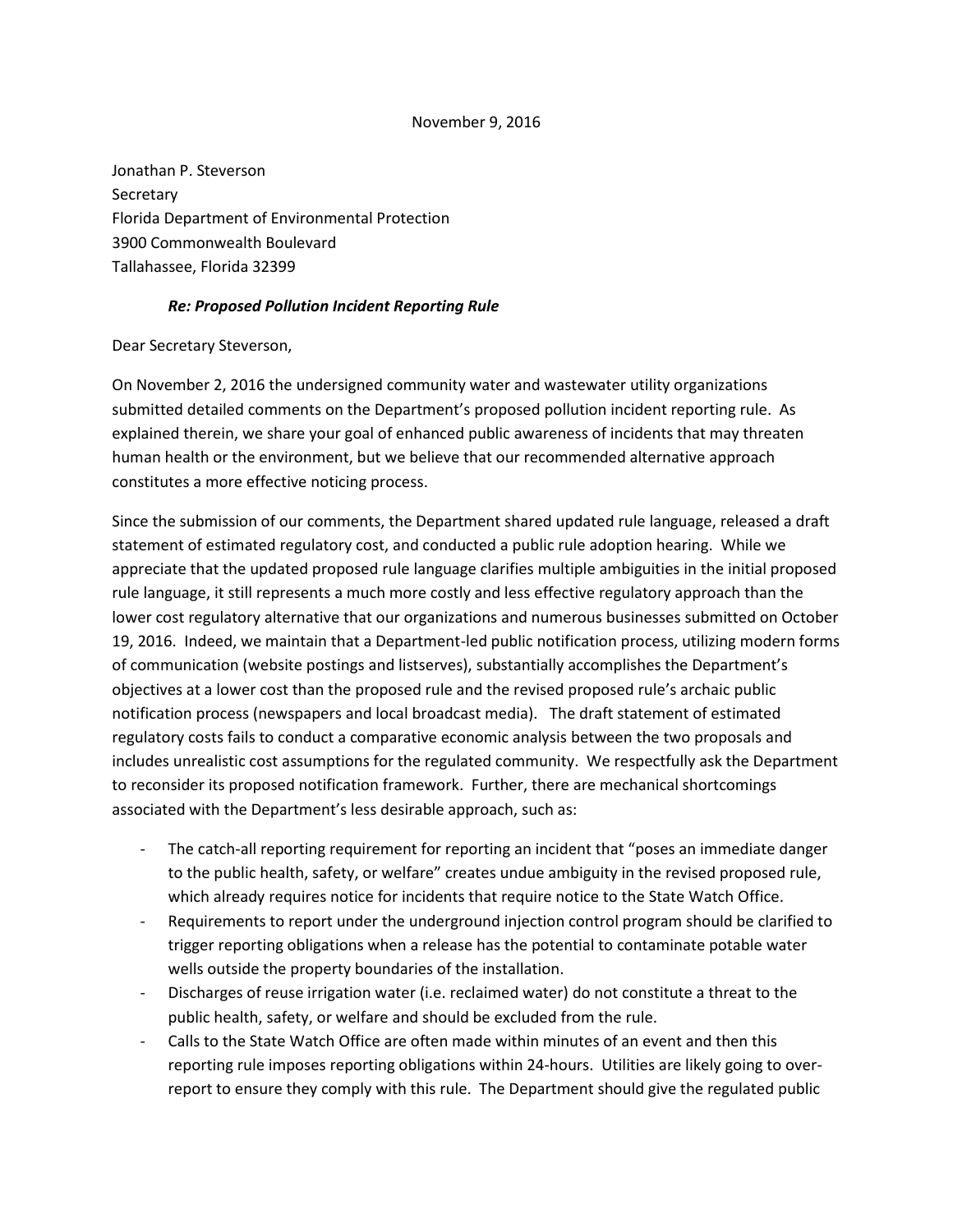November 9, 2016

Jonathan P. Steverson
Secretary
Florida Department of Environmental Protection
3900 Commonwealth Boulevard
Tallahassee, Florida 32399

***Re: Proposed Pollution Incident Reporting Rule***

Dear Secretary Steverson,

On November 2, 2016 the undersigned community water and wastewater utility organizations submitted detailed comments on the Department's proposed pollution incident reporting rule. As explained therein, we share your goal of enhanced public awareness of incidents that may threaten human health or the environment, but we believe that our recommended alternative approach constitutes a more effective noticing process.

Since the submission of our comments, the Department shared updated rule language, released a draft statement of estimated regulatory cost, and conducted a public rule adoption hearing. While we appreciate that the updated proposed rule language clarifies multiple ambiguities in the initial proposed rule language, it still represents a much more costly and less effective regulatory approach than the lower cost regulatory alternative that our organizations and numerous businesses submitted on October 19, 2016. Indeed, we maintain that a Department-led public notification process, utilizing modern forms of communication (website postings and listserves), substantially accomplishes the Department's objectives at a lower cost than the proposed rule and the revised proposed rule's archaic public notification process (newspapers and local broadcast media). The draft statement of estimated regulatory costs fails to conduct a comparative economic analysis between the two proposals and includes unrealistic cost assumptions for the regulated community. We respectfully ask the Department to reconsider its proposed notification framework. Further, there are mechanical shortcomings associated with the Department's less desirable approach, such as:

- The catch-all reporting requirement for reporting an incident that "poses an immediate danger to the public health, safety, or welfare" creates undue ambiguity in the revised proposed rule, which already requires notice for incidents that require notice to the State Watch Office.
- Requirements to report under the underground injection control program should be clarified to trigger reporting obligations when a release has the potential to contaminate potable water wells outside the property boundaries of the installation.
- Discharges of reuse irrigation water (i.e. reclaimed water) do not constitute a threat to the public health, safety, or welfare and should be excluded from the rule.
- Calls to the State Watch Office are often made within minutes of an event and then this reporting rule imposes reporting obligations within 24-hours. Utilities are likely going to over-report to ensure they comply with this rule. The Department should give the regulated public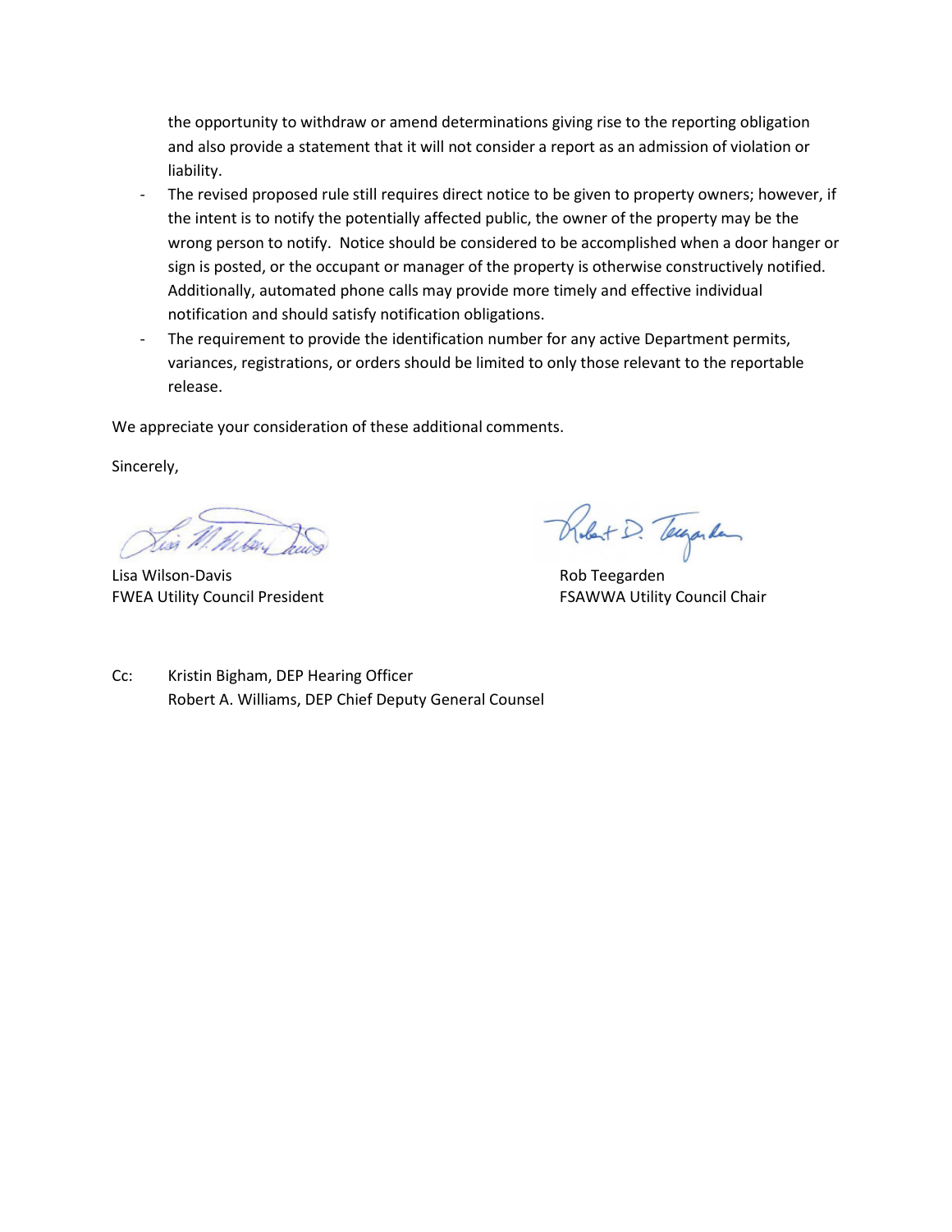the opportunity to withdraw or amend determinations giving rise to the reporting obligation and also provide a statement that it will not consider a report as an admission of violation or liability.

- The revised proposed rule still requires direct notice to be given to property owners; however, if the intent is to notify the potentially affected public, the owner of the property may be the wrong person to notify. Notice should be considered to be accomplished when a door hanger or sign is posted, or the occupant or manager of the property is otherwise constructively notified. Additionally, automated phone calls may provide more timely and effective individual notification and should satisfy notification obligations.
- The requirement to provide the identification number for any active Department permits, variances, registrations, or orders should be limited to only those relevant to the reportable release.

We appreciate your consideration of these additional comments.

Sincerely,

Lisa Wilson-Davis
FWEA Utility Council President

Rob Teegarden
FSAWWA Utility Council Chair

Cc: Kristin Bigham, DEP Hearing Officer
Robert A. Williams, DEP Chief Deputy General Counsel